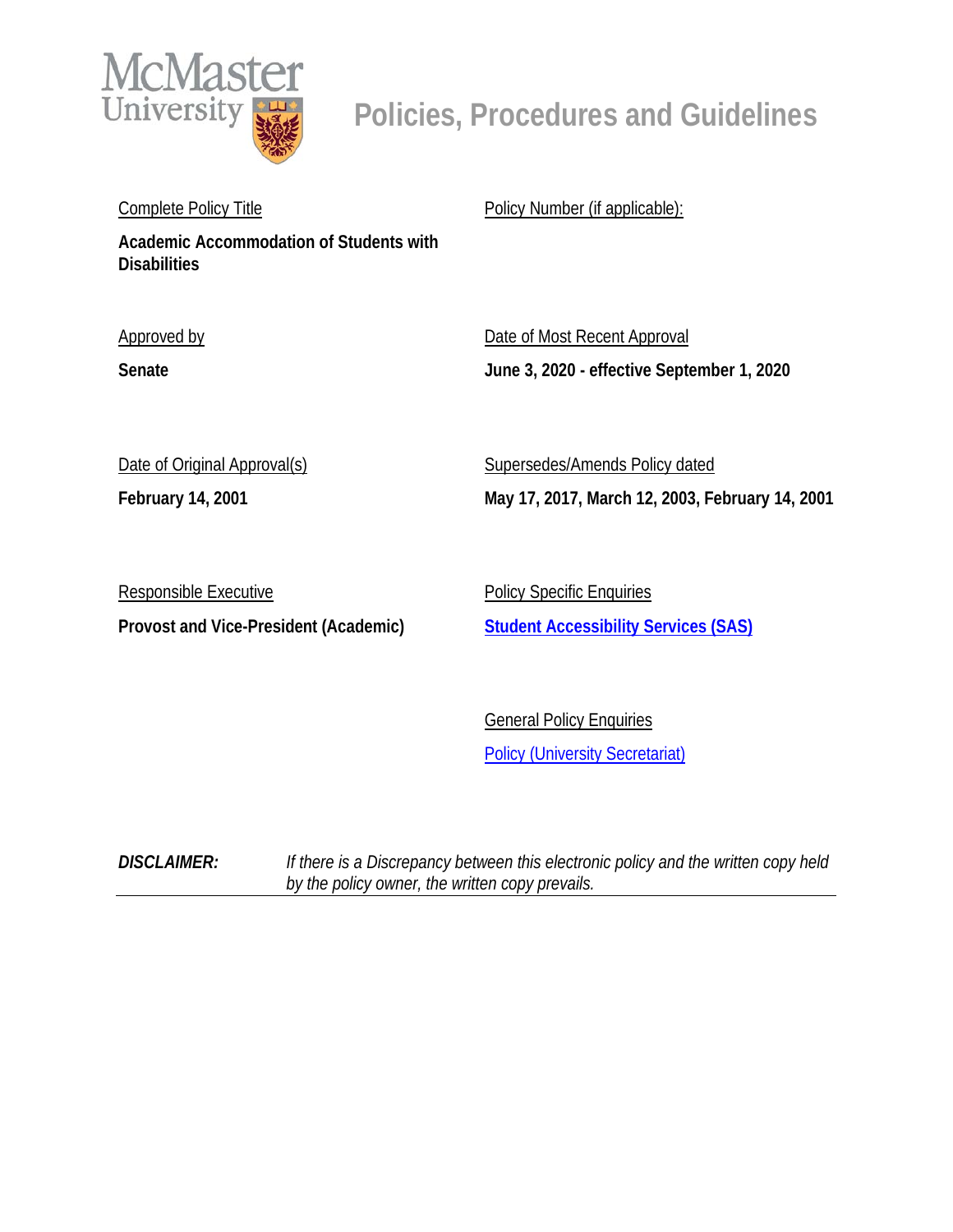# Policies, Procedures and Guidelines

McMaster University

Complete Policy Title

**Academic Accommodation of Students with Disabilities**

Policy Number (if applicable):

Approved by

**Senate**

Date of Most Recent Approval

**June 3, 2020 - effective September 1, 2020**

Date of Original Approval(s)

**February 14, 2001**

Supersedes/Amends Policy dated

**May 17, 2017, March 12, 2003, February 14, 2001**

Responsible Executive

**Provost and Vice-President (Academic)**

Policy Specific Enquiries

**Student Accessibility Services (SAS)**

General Policy Enquiries

Policy (University Secretariat)

***DISCLAIMER:*** *If there is a Discrepancy between this electronic policy and the written copy held by the policy owner, the written copy prevails.*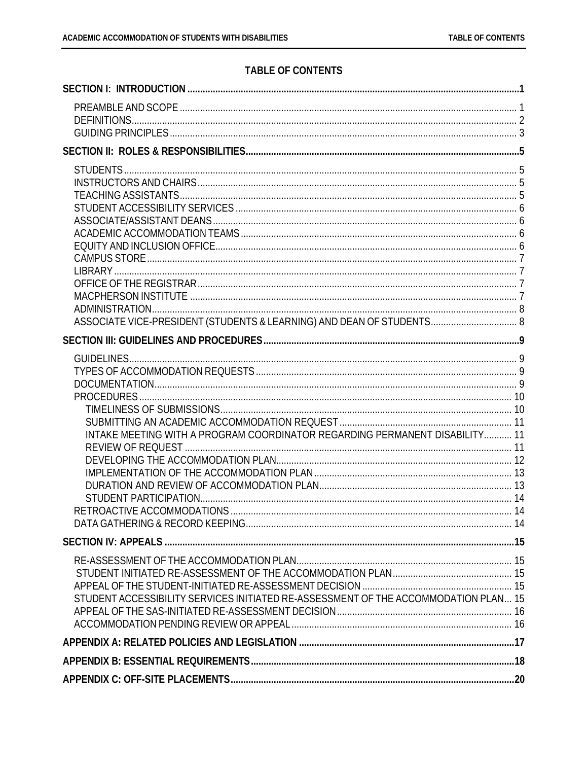# TABLE OF CONTENTS

**SECTION I: INTRODUCTION ..... 1**

- PREAMBLE AND SCOPE ..... 1
- DEFINITIONS ..... 2
- GUIDING PRINCIPLES ..... 3

**SECTION II: ROLES & RESPONSIBILITIES ..... 5**

- STUDENTS ..... 5
- INSTRUCTORS AND CHAIRS ..... 5
- TEACHING ASSISTANTS ..... 5
- STUDENT ACCESSIBILITY SERVICES ..... 6
- ASSOCIATE/ASSISTANT DEANS ..... 6
- ACADEMIC ACCOMMODATION TEAMS ..... 6
- EQUITY AND INCLUSION OFFICE ..... 6
- CAMPUS STORE ..... 7
- LIBRARY ..... 7
- OFFICE OF THE REGISTRAR ..... 7
- MACPHERSON INSTITUTE ..... 7
- ADMINISTRATION ..... 8
- ASSOCIATE VICE-PRESIDENT (STUDENTS & LEARNING) AND DEAN OF STUDENTS ..... 8

**SECTION III: GUIDELINES AND PROCEDURES ..... 9**

- GUIDELINES ..... 9
- TYPES OF ACCOMMODATION REQUESTS ..... 9
- DOCUMENTATION ..... 9
- PROCEDURES ..... 10
  - TIMELINESS OF SUBMISSIONS ..... 10
  - SUBMITTING AN ACADEMIC ACCOMMODATION REQUEST ..... 11
  - INTAKE MEETING WITH A PROGRAM COORDINATOR REGARDING PERMANENT DISABILITY ..... 11
  - REVIEW OF REQUEST ..... 11
  - DEVELOPING THE ACCOMMODATION PLAN ..... 12
  - IMPLEMENTATION OF THE ACCOMMODATION PLAN ..... 13
  - DURATION AND REVIEW OF ACCOMMODATION PLAN ..... 13
  - STUDENT PARTICIPATION ..... 14
- RETROACTIVE ACCOMMODATIONS ..... 14
- DATA GATHERING & RECORD KEEPING ..... 14

**SECTION IV: APPEALS ..... 15**

- RE-ASSESSMENT OF THE ACCOMMODATION PLAN ..... 15
- STUDENT INITIATED RE-ASSESSMENT OF THE ACCOMMODATION PLAN ..... 15
- APPEAL OF THE STUDENT-INITIATED RE-ASSESSMENT DECISION ..... 15
- STUDENT ACCESSIBILITY SERVICES INITIATED RE-ASSESSMENT OF THE ACCOMMODATION PLAN ..... 15
- APPEAL OF THE SAS-INITIATED RE-ASSESSMENT DECISION ..... 16
- ACCOMMODATION PENDING REVIEW OR APPEAL ..... 16

**APPENDIX A: RELATED POLICIES AND LEGISLATION ..... 17**

**APPENDIX B: ESSENTIAL REQUIREMENTS ..... 18**

**APPENDIX C: OFF-SITE PLACEMENTS ..... 20**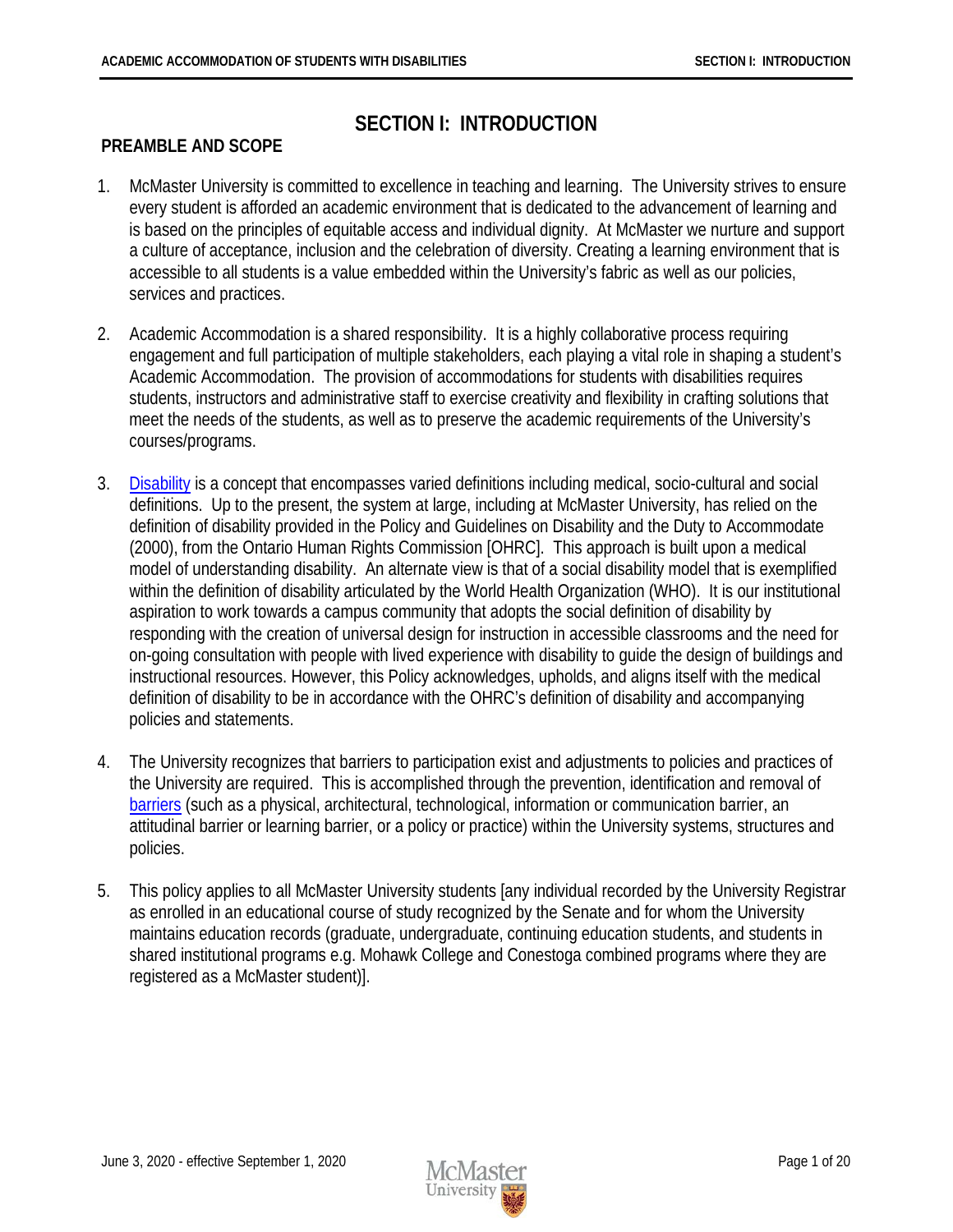# SECTION I: INTRODUCTION

## PREAMBLE AND SCOPE

1. McMaster University is committed to excellence in teaching and learning. The University strives to ensure every student is afforded an academic environment that is dedicated to the advancement of learning and is based on the principles of equitable access and individual dignity. At McMaster we nurture and support a culture of acceptance, inclusion and the celebration of diversity. Creating a learning environment that is accessible to all students is a value embedded within the University's fabric as well as our policies, services and practices.

2. Academic Accommodation is a shared responsibility. It is a highly collaborative process requiring engagement and full participation of multiple stakeholders, each playing a vital role in shaping a student's Academic Accommodation. The provision of accommodations for students with disabilities requires students, instructors and administrative staff to exercise creativity and flexibility in crafting solutions that meet the needs of the students, as well as to preserve the academic requirements of the University's courses/programs.

3. Disability is a concept that encompasses varied definitions including medical, socio-cultural and social definitions. Up to the present, the system at large, including at McMaster University, has relied on the definition of disability provided in the Policy and Guidelines on Disability and the Duty to Accommodate (2000), from the Ontario Human Rights Commission [OHRC]. This approach is built upon a medical model of understanding disability. An alternate view is that of a social disability model that is exemplified within the definition of disability articulated by the World Health Organization (WHO). It is our institutional aspiration to work towards a campus community that adopts the social definition of disability by responding with the creation of universal design for instruction in accessible classrooms and the need for on-going consultation with people with lived experience with disability to guide the design of buildings and instructional resources. However, this Policy acknowledges, upholds, and aligns itself with the medical definition of disability to be in accordance with the OHRC's definition of disability and accompanying policies and statements.

4. The University recognizes that barriers to participation exist and adjustments to policies and practices of the University are required. This is accomplished through the prevention, identification and removal of barriers (such as a physical, architectural, technological, information or communication barrier, an attitudinal barrier or learning barrier, or a policy or practice) within the University systems, structures and policies.

5. This policy applies to all McMaster University students [any individual recorded by the University Registrar as enrolled in an educational course of study recognized by the Senate and for whom the University maintains education records (graduate, undergraduate, continuing education students, and students in shared institutional programs e.g. Mohawk College and Conestoga combined programs where they are registered as a McMaster student)].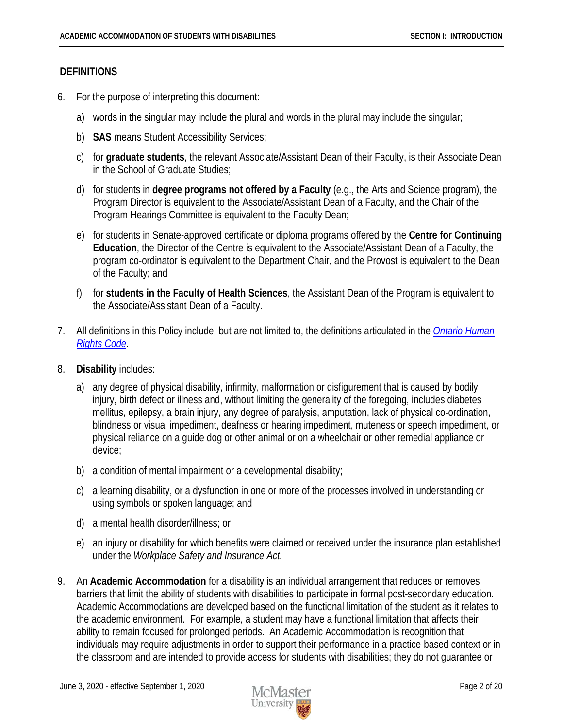## DEFINITIONS

6. For the purpose of interpreting this document:

   a) words in the singular may include the plural and words in the plural may include the singular;

   b) **SAS** means Student Accessibility Services;

   c) for **graduate students**, the relevant Associate/Assistant Dean of their Faculty, is their Associate Dean in the School of Graduate Studies;

   d) for students in **degree programs not offered by a Faculty** (e.g., the Arts and Science program), the Program Director is equivalent to the Associate/Assistant Dean of a Faculty, and the Chair of the Program Hearings Committee is equivalent to the Faculty Dean;

   e) for students in Senate-approved certificate or diploma programs offered by the **Centre for Continuing Education**, the Director of the Centre is equivalent to the Associate/Assistant Dean of a Faculty, the program co-ordinator is equivalent to the Department Chair, and the Provost is equivalent to the Dean of the Faculty; and

   f) for **students in the Faculty of Health Sciences**, the Assistant Dean of the Program is equivalent to the Associate/Assistant Dean of a Faculty.

7. All definitions in this Policy include, but are not limited to, the definitions articulated in the *Ontario Human Rights Code*.

8. **Disability** includes:

   a) any degree of physical disability, infirmity, malformation or disfigurement that is caused by bodily injury, birth defect or illness and, without limiting the generality of the foregoing, includes diabetes mellitus, epilepsy, a brain injury, any degree of paralysis, amputation, lack of physical co-ordination, blindness or visual impediment, deafness or hearing impediment, muteness or speech impediment, or physical reliance on a guide dog or other animal or on a wheelchair or other remedial appliance or device;

   b) a condition of mental impairment or a developmental disability;

   c) a learning disability, or a dysfunction in one or more of the processes involved in understanding or using symbols or spoken language; and

   d) a mental health disorder/illness; or

   e) an injury or disability for which benefits were claimed or received under the insurance plan established under the *Workplace Safety and Insurance Act.*

9. An **Academic Accommodation** for a disability is an individual arrangement that reduces or removes barriers that limit the ability of students with disabilities to participate in formal post-secondary education. Academic Accommodations are developed based on the functional limitation of the student as it relates to the academic environment. For example, a student may have a functional limitation that affects their ability to remain focused for prolonged periods. An Academic Accommodation is recognition that individuals may require adjustments in order to support their performance in a practice-based context or in the classroom and are intended to provide access for students with disabilities; they do not guarantee or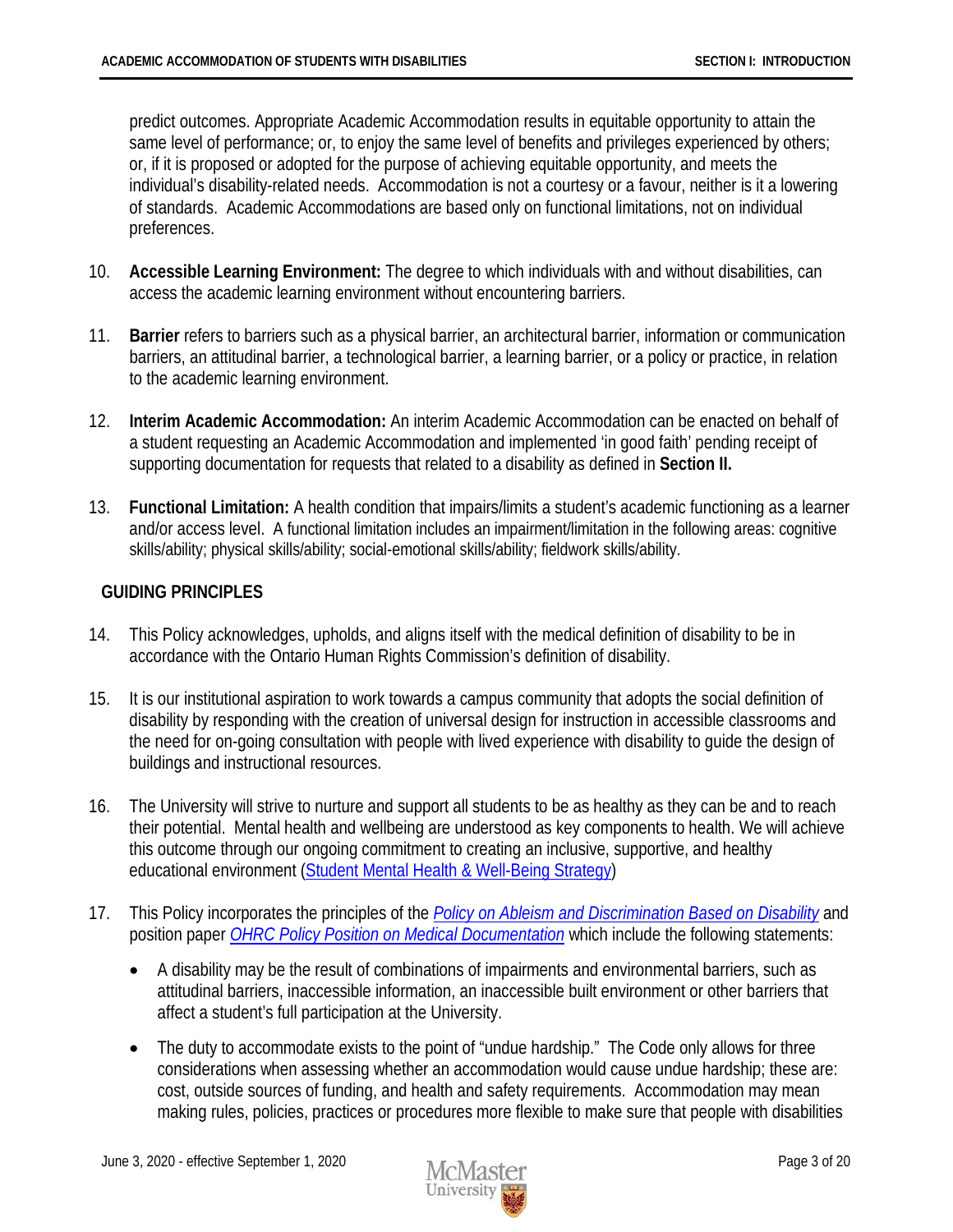predict outcomes. Appropriate Academic Accommodation results in equitable opportunity to attain the same level of performance; or, to enjoy the same level of benefits and privileges experienced by others; or, if it is proposed or adopted for the purpose of achieving equitable opportunity, and meets the individual's disability-related needs. Accommodation is not a courtesy or a favour, neither is it a lowering of standards. Academic Accommodations are based only on functional limitations, not on individual preferences.

10. **Accessible Learning Environment:** The degree to which individuals with and without disabilities, can access the academic learning environment without encountering barriers.

11. **Barrier** refers to barriers such as a physical barrier, an architectural barrier, information or communication barriers, an attitudinal barrier, a technological barrier, a learning barrier, or a policy or practice, in relation to the academic learning environment.

12. **Interim Academic Accommodation:** An interim Academic Accommodation can be enacted on behalf of a student requesting an Academic Accommodation and implemented 'in good faith' pending receipt of supporting documentation for requests that related to a disability as defined in **Section II.**

13. **Functional Limitation:** A health condition that impairs/limits a student's academic functioning as a learner and/or access level. A functional limitation includes an impairment/limitation in the following areas: cognitive skills/ability; physical skills/ability; social-emotional skills/ability; fieldwork skills/ability.

## GUIDING PRINCIPLES

14. This Policy acknowledges, upholds, and aligns itself with the medical definition of disability to be in accordance with the Ontario Human Rights Commission's definition of disability.

15. It is our institutional aspiration to work towards a campus community that adopts the social definition of disability by responding with the creation of universal design for instruction in accessible classrooms and the need for on-going consultation with people with lived experience with disability to guide the design of buildings and instructional resources.

16. The University will strive to nurture and support all students to be as healthy as they can be and to reach their potential. Mental health and wellbeing are understood as key components to health. We will achieve this outcome through our ongoing commitment to creating an inclusive, supportive, and healthy educational environment (Student Mental Health & Well-Being Strategy)

17. This Policy incorporates the principles of the *Policy on Ableism and Discrimination Based on Disability* and position paper *OHRC Policy Position on Medical Documentation* which include the following statements:

    - A disability may be the result of combinations of impairments and environmental barriers, such as attitudinal barriers, inaccessible information, an inaccessible built environment or other barriers that affect a student's full participation at the University.
    - The duty to accommodate exists to the point of "undue hardship." The Code only allows for three considerations when assessing whether an accommodation would cause undue hardship; these are: cost, outside sources of funding, and health and safety requirements. Accommodation may mean making rules, policies, practices or procedures more flexible to make sure that people with disabilities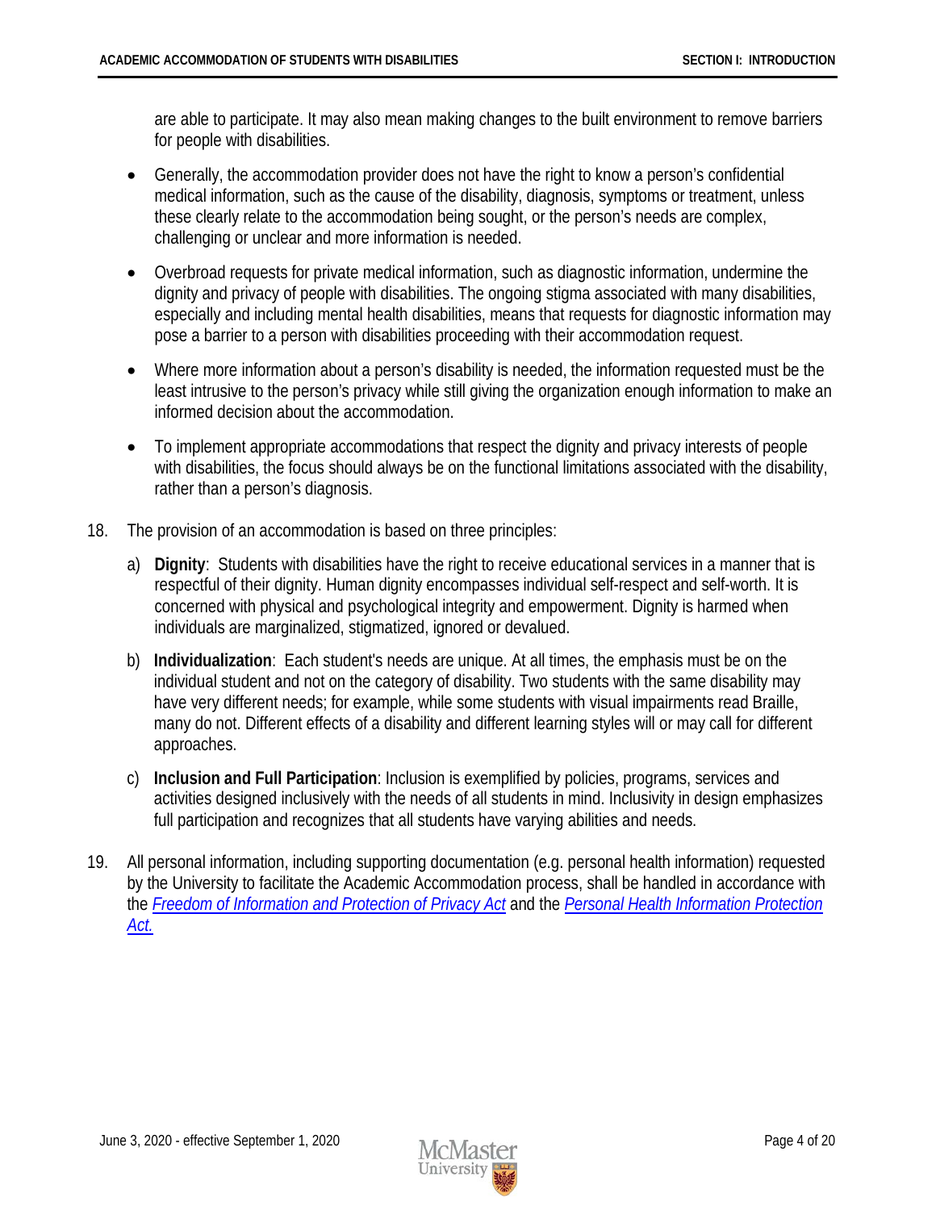are able to participate. It may also mean making changes to the built environment to remove barriers for people with disabilities.

- Generally, the accommodation provider does not have the right to know a person's confidential medical information, such as the cause of the disability, diagnosis, symptoms or treatment, unless these clearly relate to the accommodation being sought, or the person's needs are complex, challenging or unclear and more information is needed.
- Overbroad requests for private medical information, such as diagnostic information, undermine the dignity and privacy of people with disabilities. The ongoing stigma associated with many disabilities, especially and including mental health disabilities, means that requests for diagnostic information may pose a barrier to a person with disabilities proceeding with their accommodation request.
- Where more information about a person's disability is needed, the information requested must be the least intrusive to the person's privacy while still giving the organization enough information to make an informed decision about the accommodation.
- To implement appropriate accommodations that respect the dignity and privacy interests of people with disabilities, the focus should always be on the functional limitations associated with the disability, rather than a person's diagnosis.

18. The provision of an accommodation is based on three principles:

    a) **Dignity**: Students with disabilities have the right to receive educational services in a manner that is respectful of their dignity. Human dignity encompasses individual self-respect and self-worth. It is concerned with physical and psychological integrity and empowerment. Dignity is harmed when individuals are marginalized, stigmatized, ignored or devalued.

    b) **Individualization**: Each student's needs are unique. At all times, the emphasis must be on the individual student and not on the category of disability. Two students with the same disability may have very different needs; for example, while some students with visual impairments read Braille, many do not. Different effects of a disability and different learning styles will or may call for different approaches.

    c) **Inclusion and Full Participation**: Inclusion is exemplified by policies, programs, services and activities designed inclusively with the needs of all students in mind. Inclusivity in design emphasizes full participation and recognizes that all students have varying abilities and needs.

19. All personal information, including supporting documentation (e.g. personal health information) requested by the University to facilitate the Academic Accommodation process, shall be handled in accordance with the *Freedom of Information and Protection of Privacy Act* and the *Personal Health Information Protection Act.*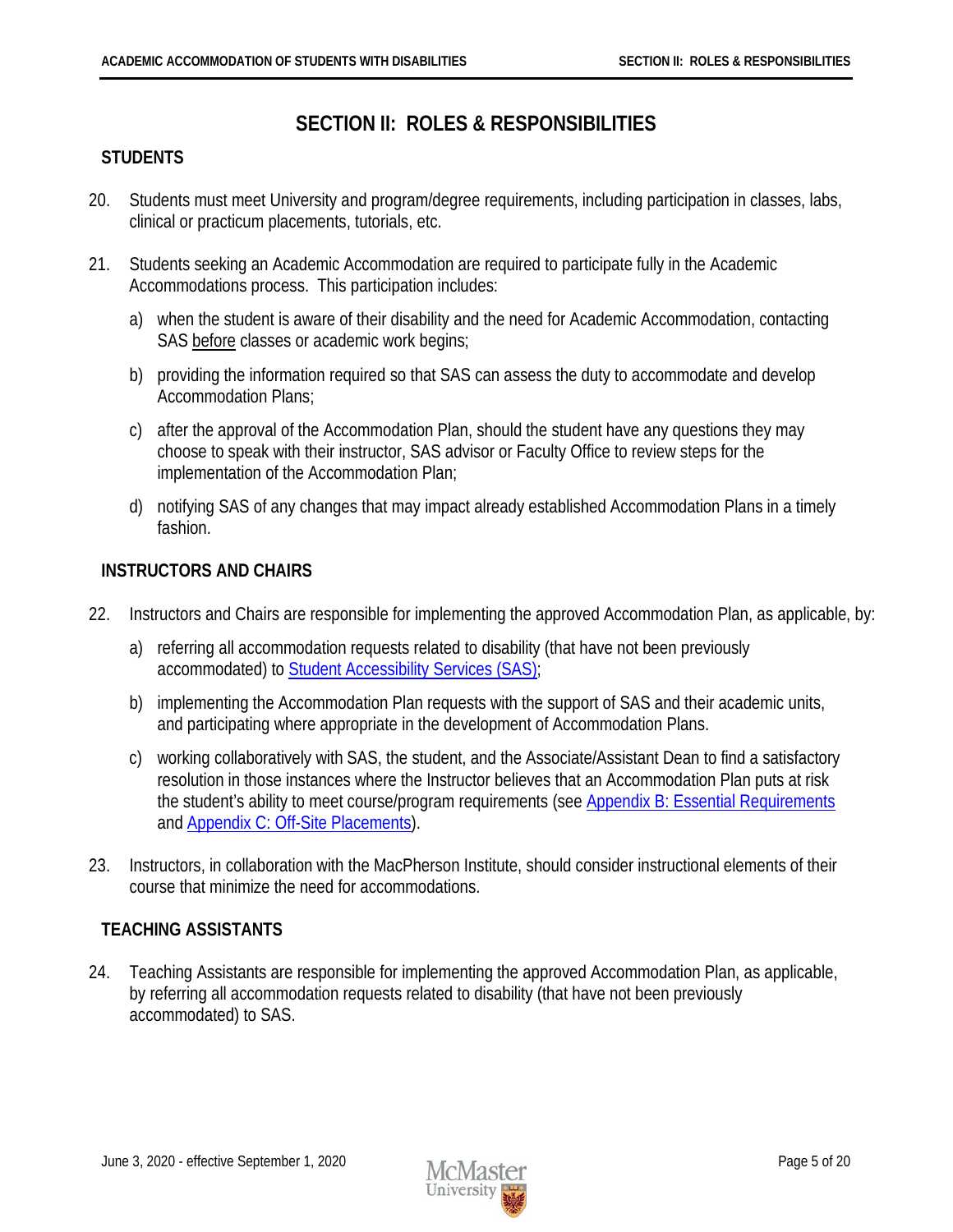# SECTION II: ROLES & RESPONSIBILITIES

## STUDENTS

20. Students must meet University and program/degree requirements, including participation in classes, labs, clinical or practicum placements, tutorials, etc.

21. Students seeking an Academic Accommodation are required to participate fully in the Academic Accommodations process. This participation includes:

    a) when the student is aware of their disability and the need for Academic Accommodation, contacting SAS <u>before</u> classes or academic work begins;

    b) providing the information required so that SAS can assess the duty to accommodate and develop Accommodation Plans;

    c) after the approval of the Accommodation Plan, should the student have any questions they may choose to speak with their instructor, SAS advisor or Faculty Office to review steps for the implementation of the Accommodation Plan;

    d) notifying SAS of any changes that may impact already established Accommodation Plans in a timely fashion.

## INSTRUCTORS AND CHAIRS

22. Instructors and Chairs are responsible for implementing the approved Accommodation Plan, as applicable, by:

    a) referring all accommodation requests related to disability (that have not been previously accommodated) to Student Accessibility Services (SAS);

    b) implementing the Accommodation Plan requests with the support of SAS and their academic units, and participating where appropriate in the development of Accommodation Plans.

    c) working collaboratively with SAS, the student, and the Associate/Assistant Dean to find a satisfactory resolution in those instances where the Instructor believes that an Accommodation Plan puts at risk the student's ability to meet course/program requirements (see Appendix B: Essential Requirements and Appendix C: Off-Site Placements).

23. Instructors, in collaboration with the MacPherson Institute, should consider instructional elements of their course that minimize the need for accommodations.

## TEACHING ASSISTANTS

24. Teaching Assistants are responsible for implementing the approved Accommodation Plan, as applicable, by referring all accommodation requests related to disability (that have not been previously accommodated) to SAS.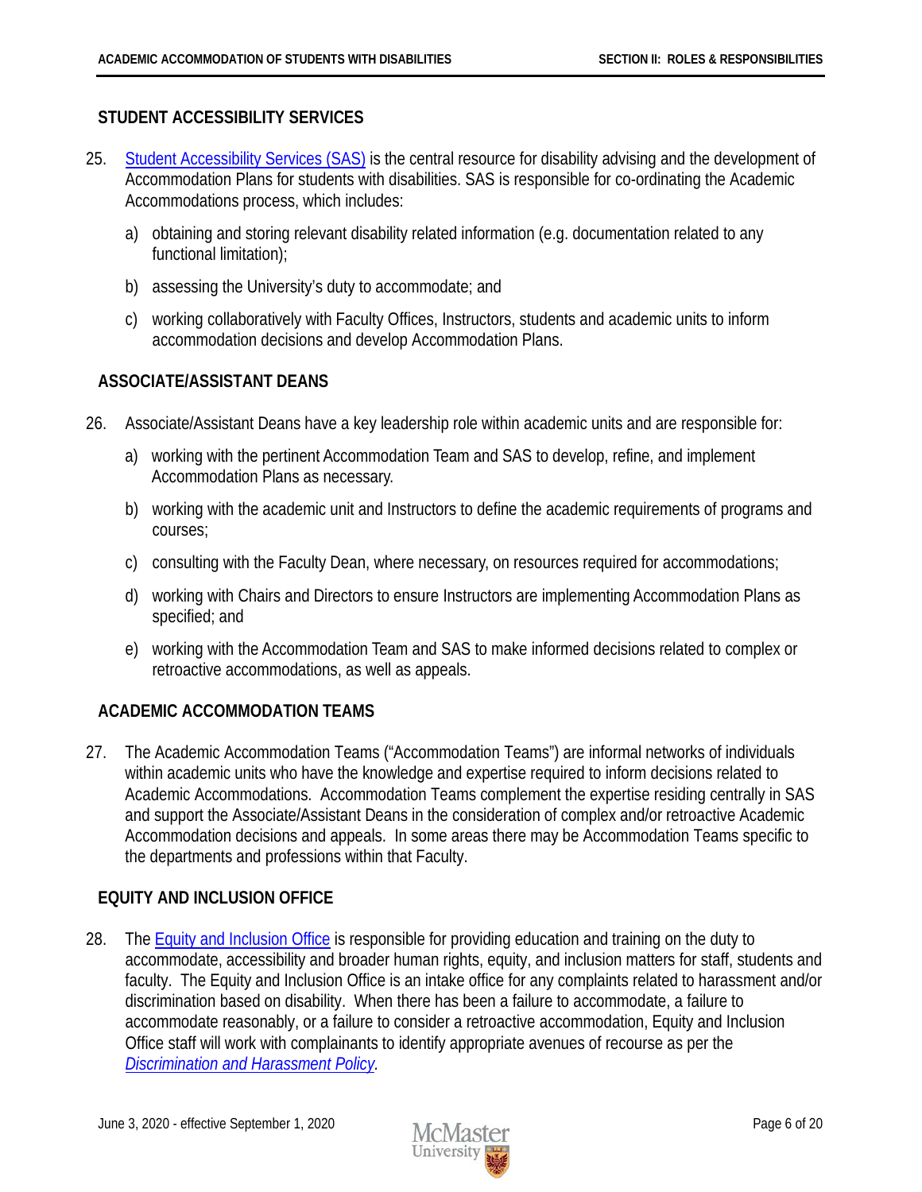## STUDENT ACCESSIBILITY SERVICES

25. Student Accessibility Services (SAS) is the central resource for disability advising and the development of Accommodation Plans for students with disabilities. SAS is responsible for co-ordinating the Academic Accommodations process, which includes:

    a) obtaining and storing relevant disability related information (e.g. documentation related to any functional limitation);

    b) assessing the University's duty to accommodate; and

    c) working collaboratively with Faculty Offices, Instructors, students and academic units to inform accommodation decisions and develop Accommodation Plans.

## ASSOCIATE/ASSISTANT DEANS

26. Associate/Assistant Deans have a key leadership role within academic units and are responsible for:

    a) working with the pertinent Accommodation Team and SAS to develop, refine, and implement Accommodation Plans as necessary.

    b) working with the academic unit and Instructors to define the academic requirements of programs and courses;

    c) consulting with the Faculty Dean, where necessary, on resources required for accommodations;

    d) working with Chairs and Directors to ensure Instructors are implementing Accommodation Plans as specified; and

    e) working with the Accommodation Team and SAS to make informed decisions related to complex or retroactive accommodations, as well as appeals.

## ACADEMIC ACCOMMODATION TEAMS

27. The Academic Accommodation Teams ("Accommodation Teams") are informal networks of individuals within academic units who have the knowledge and expertise required to inform decisions related to Academic Accommodations. Accommodation Teams complement the expertise residing centrally in SAS and support the Associate/Assistant Deans in the consideration of complex and/or retroactive Academic Accommodation decisions and appeals. In some areas there may be Accommodation Teams specific to the departments and professions within that Faculty.

## EQUITY AND INCLUSION OFFICE

28. The Equity and Inclusion Office is responsible for providing education and training on the duty to accommodate, accessibility and broader human rights, equity, and inclusion matters for staff, students and faculty. The Equity and Inclusion Office is an intake office for any complaints related to harassment and/or discrimination based on disability. When there has been a failure to accommodate, a failure to accommodate reasonably, or a failure to consider a retroactive accommodation, Equity and Inclusion Office staff will work with complainants to identify appropriate avenues of recourse as per the *Discrimination and Harassment Policy*.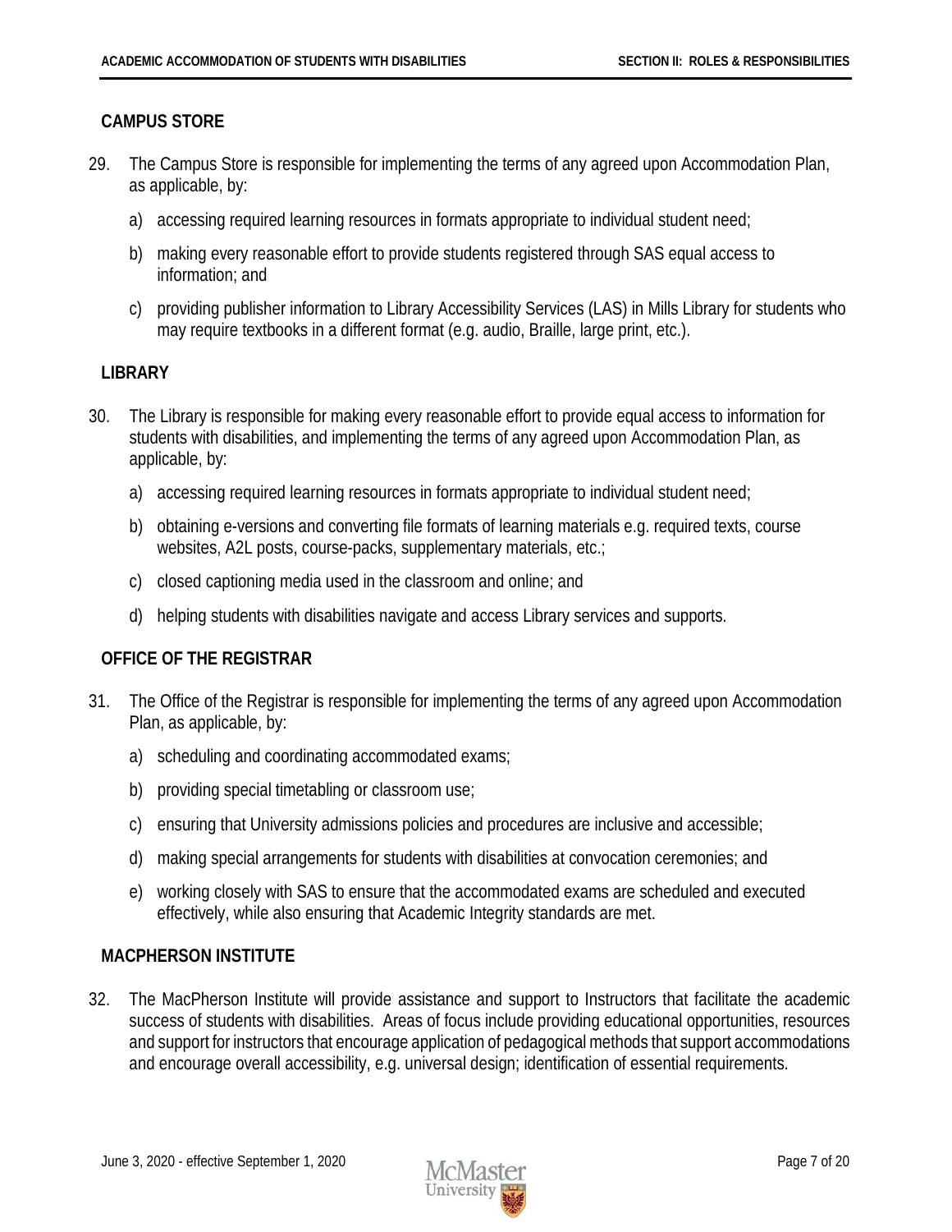## CAMPUS STORE

29. The Campus Store is responsible for implementing the terms of any agreed upon Accommodation Plan, as applicable, by:

    a) accessing required learning resources in formats appropriate to individual student need;

    b) making every reasonable effort to provide students registered through SAS equal access to information; and

    c) providing publisher information to Library Accessibility Services (LAS) in Mills Library for students who may require textbooks in a different format (e.g. audio, Braille, large print, etc.).

## LIBRARY

30. The Library is responsible for making every reasonable effort to provide equal access to information for students with disabilities, and implementing the terms of any agreed upon Accommodation Plan, as applicable, by:

    a) accessing required learning resources in formats appropriate to individual student need;

    b) obtaining e-versions and converting file formats of learning materials e.g. required texts, course websites, A2L posts, course-packs, supplementary materials, etc.;

    c) closed captioning media used in the classroom and online; and

    d) helping students with disabilities navigate and access Library services and supports.

## OFFICE OF THE REGISTRAR

31. The Office of the Registrar is responsible for implementing the terms of any agreed upon Accommodation Plan, as applicable, by:

    a) scheduling and coordinating accommodated exams;

    b) providing special timetabling or classroom use;

    c) ensuring that University admissions policies and procedures are inclusive and accessible;

    d) making special arrangements for students with disabilities at convocation ceremonies; and

    e) working closely with SAS to ensure that the accommodated exams are scheduled and executed effectively, while also ensuring that Academic Integrity standards are met.

## MACPHERSON INSTITUTE

32. The MacPherson Institute will provide assistance and support to Instructors that facilitate the academic success of students with disabilities. Areas of focus include providing educational opportunities, resources and support for instructors that encourage application of pedagogical methods that support accommodations and encourage overall accessibility, e.g. universal design; identification of essential requirements.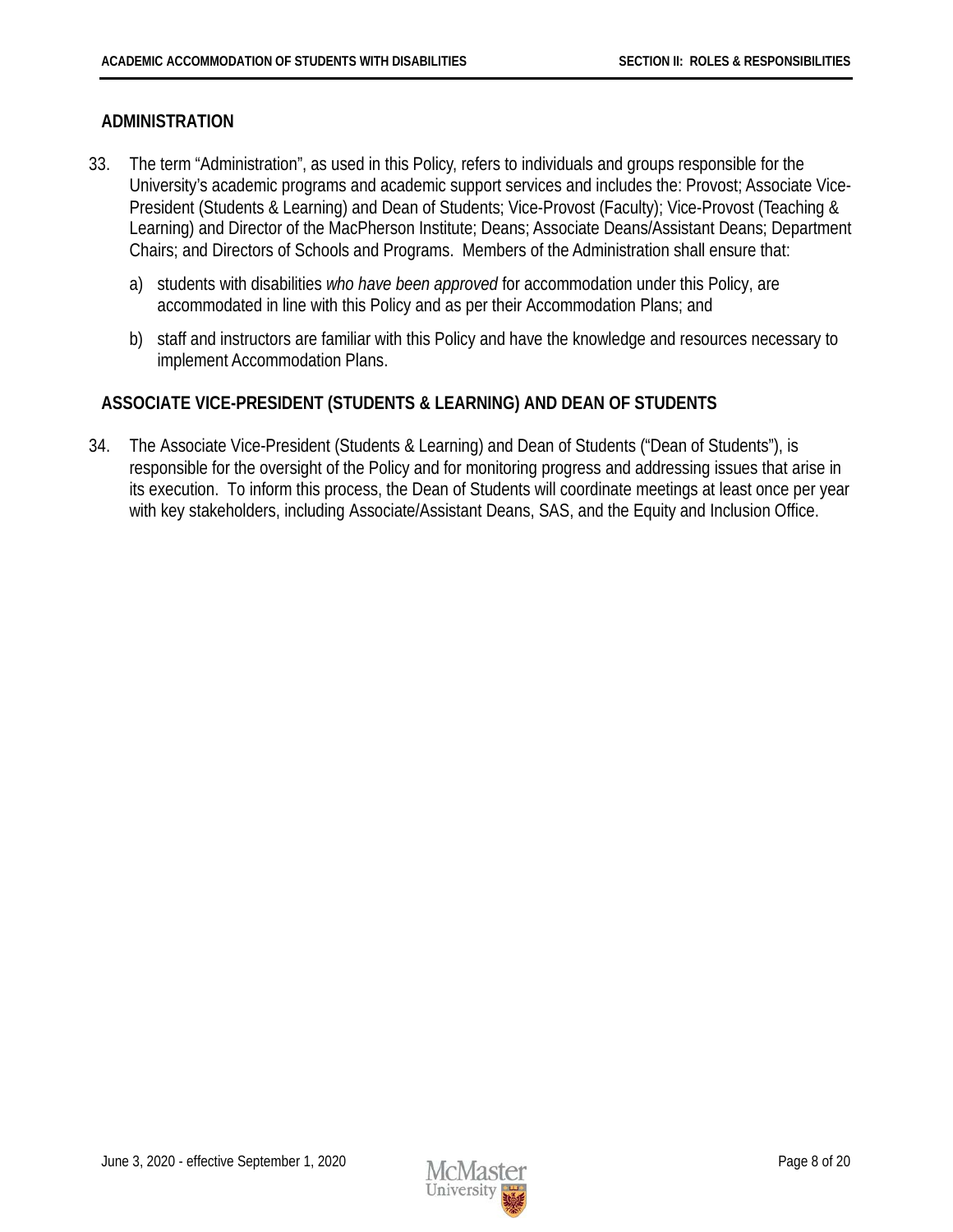## ADMINISTRATION

33. The term "Administration", as used in this Policy, refers to individuals and groups responsible for the University's academic programs and academic support services and includes the: Provost; Associate Vice-President (Students & Learning) and Dean of Students; Vice-Provost (Faculty); Vice-Provost (Teaching & Learning) and Director of the MacPherson Institute; Deans; Associate Deans/Assistant Deans; Department Chairs; and Directors of Schools and Programs. Members of the Administration shall ensure that:

    a) students with disabilities *who have been approved* for accommodation under this Policy, are accommodated in line with this Policy and as per their Accommodation Plans; and

    b) staff and instructors are familiar with this Policy and have the knowledge and resources necessary to implement Accommodation Plans.

## ASSOCIATE VICE-PRESIDENT (STUDENTS & LEARNING) AND DEAN OF STUDENTS

34. The Associate Vice-President (Students & Learning) and Dean of Students ("Dean of Students"), is responsible for the oversight of the Policy and for monitoring progress and addressing issues that arise in its execution. To inform this process, the Dean of Students will coordinate meetings at least once per year with key stakeholders, including Associate/Assistant Deans, SAS, and the Equity and Inclusion Office.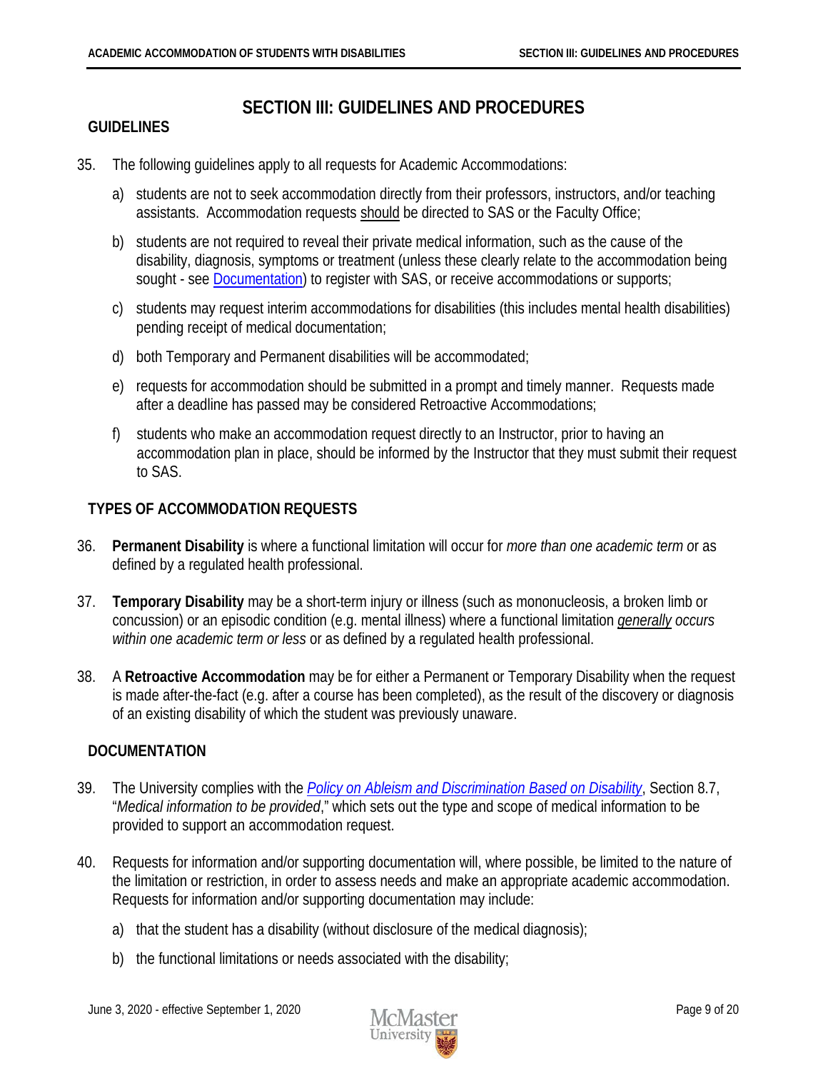# SECTION III: GUIDELINES AND PROCEDURES

## GUIDELINES

35. The following guidelines apply to all requests for Academic Accommodations:

    a) students are not to seek accommodation directly from their professors, instructors, and/or teaching assistants. Accommodation requests should be directed to SAS or the Faculty Office;

    b) students are not required to reveal their private medical information, such as the cause of the disability, diagnosis, symptoms or treatment (unless these clearly relate to the accommodation being sought - see [Documentation](#)) to register with SAS, or receive accommodations or supports;

    c) students may request interim accommodations for disabilities (this includes mental health disabilities) pending receipt of medical documentation;

    d) both Temporary and Permanent disabilities will be accommodated;

    e) requests for accommodation should be submitted in a prompt and timely manner. Requests made after a deadline has passed may be considered Retroactive Accommodations;

    f) students who make an accommodation request directly to an Instructor, prior to having an accommodation plan in place, should be informed by the Instructor that they must submit their request to SAS.

## TYPES OF ACCOMMODATION REQUESTS

36. **Permanent Disability** is where a functional limitation will occur for *more than one academic term* or as defined by a regulated health professional.

37. **Temporary Disability** may be a short-term injury or illness (such as mononucleosis, a broken limb or concussion) or an episodic condition (e.g. mental illness) where a functional limitation *generally occurs within one academic term or less* or as defined by a regulated health professional.

38. A **Retroactive Accommodation** may be for either a Permanent or Temporary Disability when the request is made after-the-fact (e.g. after a course has been completed), as the result of the discovery or diagnosis of an existing disability of which the student was previously unaware.

## DOCUMENTATION

39. The University complies with the *Policy on Ableism and Discrimination Based on Disability*, Section 8.7, "*Medical information to be provided*," which sets out the type and scope of medical information to be provided to support an accommodation request.

40. Requests for information and/or supporting documentation will, where possible, be limited to the nature of the limitation or restriction, in order to assess needs and make an appropriate academic accommodation. Requests for information and/or supporting documentation may include:

    a) that the student has a disability (without disclosure of the medical diagnosis);

    b) the functional limitations or needs associated with the disability;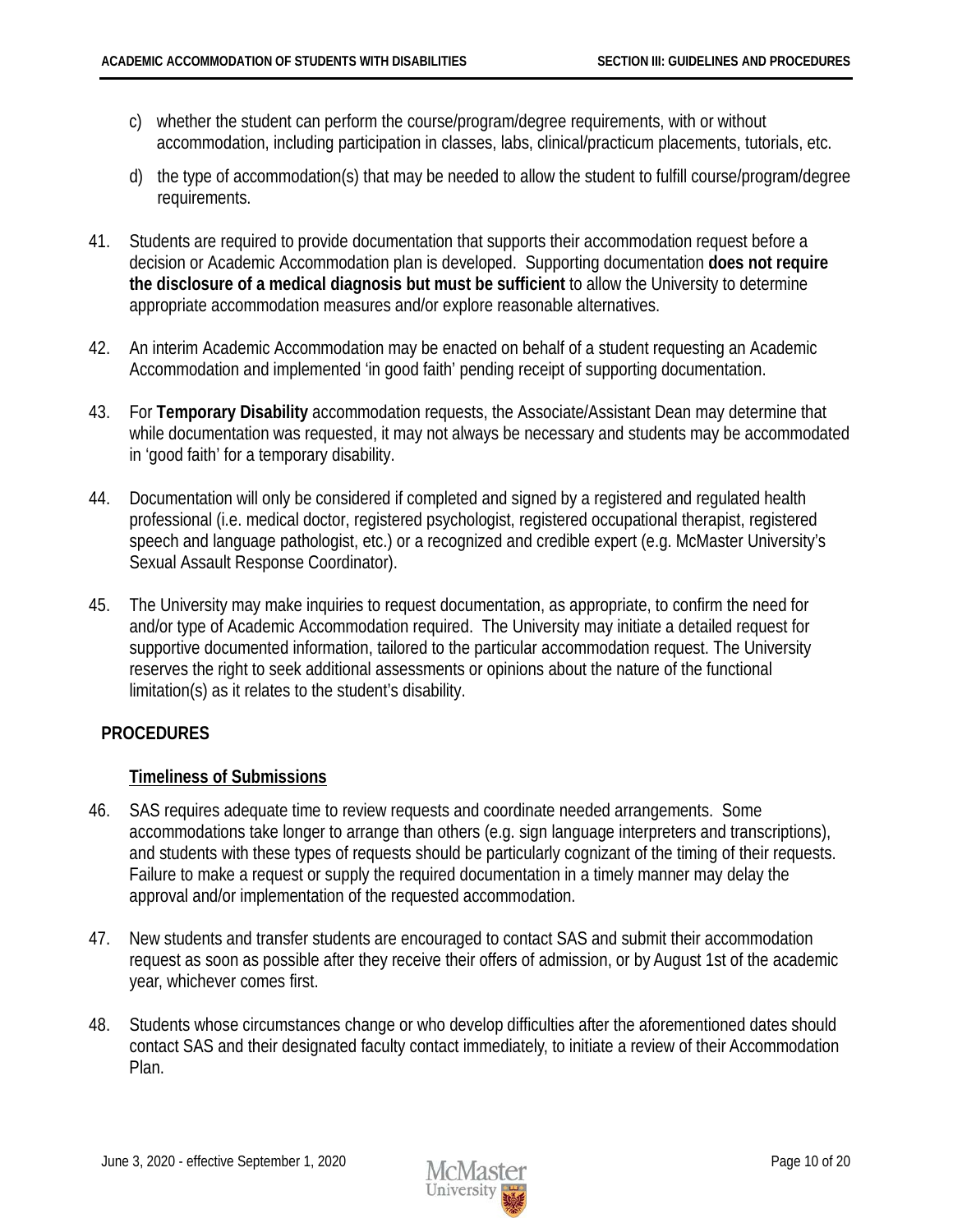c) whether the student can perform the course/program/degree requirements, with or without accommodation, including participation in classes, labs, clinical/practicum placements, tutorials, etc.

d) the type of accommodation(s) that may be needed to allow the student to fulfill course/program/degree requirements.

41. Students are required to provide documentation that supports their accommodation request before a decision or Academic Accommodation plan is developed. Supporting documentation **does not require the disclosure of a medical diagnosis but must be sufficient** to allow the University to determine appropriate accommodation measures and/or explore reasonable alternatives.

42. An interim Academic Accommodation may be enacted on behalf of a student requesting an Academic Accommodation and implemented 'in good faith' pending receipt of supporting documentation.

43. For **Temporary Disability** accommodation requests, the Associate/Assistant Dean may determine that while documentation was requested, it may not always be necessary and students may be accommodated in 'good faith' for a temporary disability.

44. Documentation will only be considered if completed and signed by a registered and regulated health professional (i.e. medical doctor, registered psychologist, registered occupational therapist, registered speech and language pathologist, etc.) or a recognized and credible expert (e.g. McMaster University's Sexual Assault Response Coordinator).

45. The University may make inquiries to request documentation, as appropriate, to confirm the need for and/or type of Academic Accommodation required. The University may initiate a detailed request for supportive documented information, tailored to the particular accommodation request. The University reserves the right to seek additional assessments or opinions about the nature of the functional limitation(s) as it relates to the student's disability.

## PROCEDURES

### Timeliness of Submissions

46. SAS requires adequate time to review requests and coordinate needed arrangements. Some accommodations take longer to arrange than others (e.g. sign language interpreters and transcriptions), and students with these types of requests should be particularly cognizant of the timing of their requests. Failure to make a request or supply the required documentation in a timely manner may delay the approval and/or implementation of the requested accommodation.

47. New students and transfer students are encouraged to contact SAS and submit their accommodation request as soon as possible after they receive their offers of admission, or by August 1st of the academic year, whichever comes first.

48. Students whose circumstances change or who develop difficulties after the aforementioned dates should contact SAS and their designated faculty contact immediately, to initiate a review of their Accommodation Plan.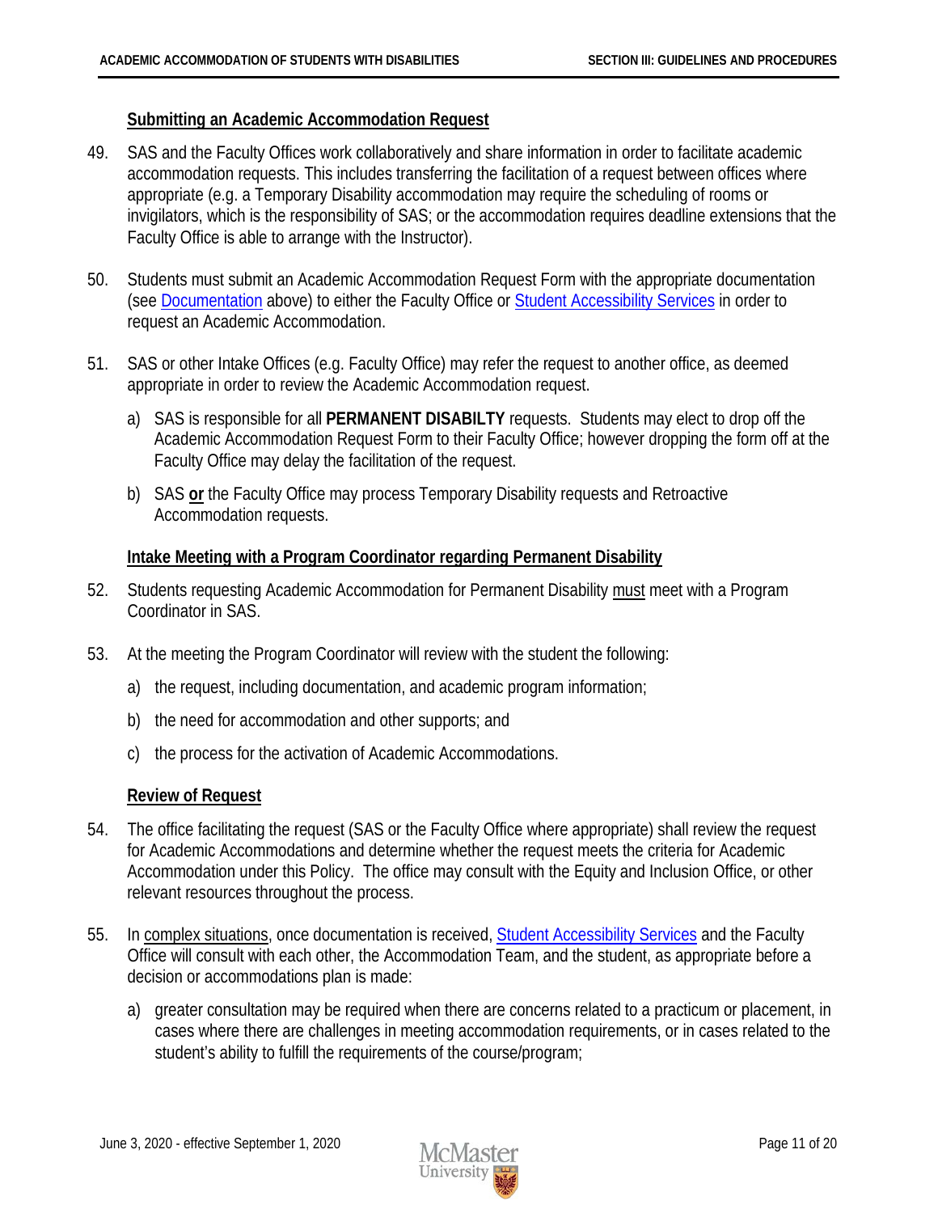### Submitting an Academic Accommodation Request

49. SAS and the Faculty Offices work collaboratively and share information in order to facilitate academic accommodation requests. This includes transferring the facilitation of a request between offices where appropriate (e.g. a Temporary Disability accommodation may require the scheduling of rooms or invigilators, which is the responsibility of SAS; or the accommodation requires deadline extensions that the Faculty Office is able to arrange with the Instructor).

50. Students must submit an Academic Accommodation Request Form with the appropriate documentation (see Documentation above) to either the Faculty Office or Student Accessibility Services in order to request an Academic Accommodation.

51. SAS or other Intake Offices (e.g. Faculty Office) may refer the request to another office, as deemed appropriate in order to review the Academic Accommodation request.

    a) SAS is responsible for all **PERMANENT DISABILTY** requests. Students may elect to drop off the Academic Accommodation Request Form to their Faculty Office; however dropping the form off at the Faculty Office may delay the facilitation of the request.

    b) SAS **or** the Faculty Office may process Temporary Disability requests and Retroactive Accommodation requests.

### Intake Meeting with a Program Coordinator regarding Permanent Disability

52. Students requesting Academic Accommodation for Permanent Disability must meet with a Program Coordinator in SAS.

53. At the meeting the Program Coordinator will review with the student the following:

    a) the request, including documentation, and academic program information;

    b) the need for accommodation and other supports; and

    c) the process for the activation of Academic Accommodations.

### Review of Request

54. The office facilitating the request (SAS or the Faculty Office where appropriate) shall review the request for Academic Accommodations and determine whether the request meets the criteria for Academic Accommodation under this Policy. The office may consult with the Equity and Inclusion Office, or other relevant resources throughout the process.

55. In complex situations, once documentation is received, Student Accessibility Services and the Faculty Office will consult with each other, the Accommodation Team, and the student, as appropriate before a decision or accommodations plan is made:

    a) greater consultation may be required when there are concerns related to a practicum or placement, in cases where there are challenges in meeting accommodation requirements, or in cases related to the student's ability to fulfill the requirements of the course/program;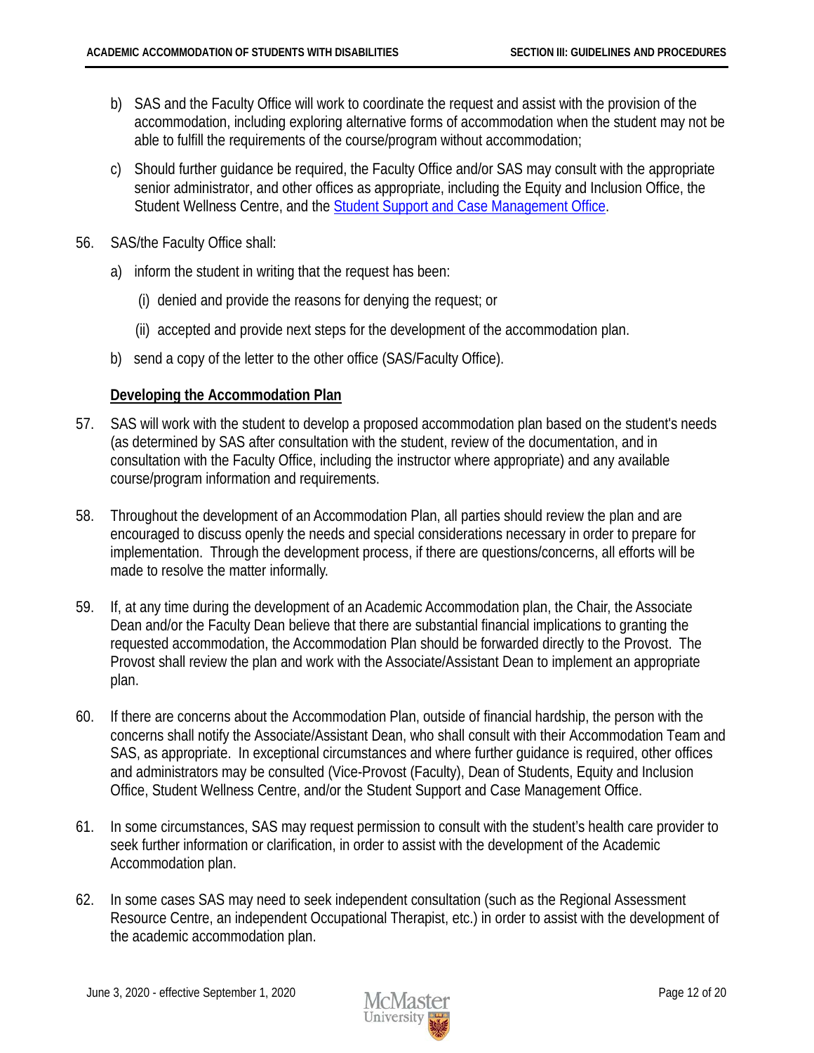b) SAS and the Faculty Office will work to coordinate the request and assist with the provision of the accommodation, including exploring alternative forms of accommodation when the student may not be able to fulfill the requirements of the course/program without accommodation;

c) Should further guidance be required, the Faculty Office and/or SAS may consult with the appropriate senior administrator, and other offices as appropriate, including the Equity and Inclusion Office, the Student Wellness Centre, and the Student Support and Case Management Office.

56. SAS/the Faculty Office shall:

a) inform the student in writing that the request has been:

(i) denied and provide the reasons for denying the request; or

(ii) accepted and provide next steps for the development of the accommodation plan.

b) send a copy of the letter to the other office (SAS/Faculty Office).

**Developing the Accommodation Plan**

57. SAS will work with the student to develop a proposed accommodation plan based on the student's needs (as determined by SAS after consultation with the student, review of the documentation, and in consultation with the Faculty Office, including the instructor where appropriate) and any available course/program information and requirements.

58. Throughout the development of an Accommodation Plan, all parties should review the plan and are encouraged to discuss openly the needs and special considerations necessary in order to prepare for implementation. Through the development process, if there are questions/concerns, all efforts will be made to resolve the matter informally.

59. If, at any time during the development of an Academic Accommodation plan, the Chair, the Associate Dean and/or the Faculty Dean believe that there are substantial financial implications to granting the requested accommodation, the Accommodation Plan should be forwarded directly to the Provost. The Provost shall review the plan and work with the Associate/Assistant Dean to implement an appropriate plan.

60. If there are concerns about the Accommodation Plan, outside of financial hardship, the person with the concerns shall notify the Associate/Assistant Dean, who shall consult with their Accommodation Team and SAS, as appropriate. In exceptional circumstances and where further guidance is required, other offices and administrators may be consulted (Vice-Provost (Faculty), Dean of Students, Equity and Inclusion Office, Student Wellness Centre, and/or the Student Support and Case Management Office.

61. In some circumstances, SAS may request permission to consult with the student's health care provider to seek further information or clarification, in order to assist with the development of the Academic Accommodation plan.

62. In some cases SAS may need to seek independent consultation (such as the Regional Assessment Resource Centre, an independent Occupational Therapist, etc.) in order to assist with the development of the academic accommodation plan.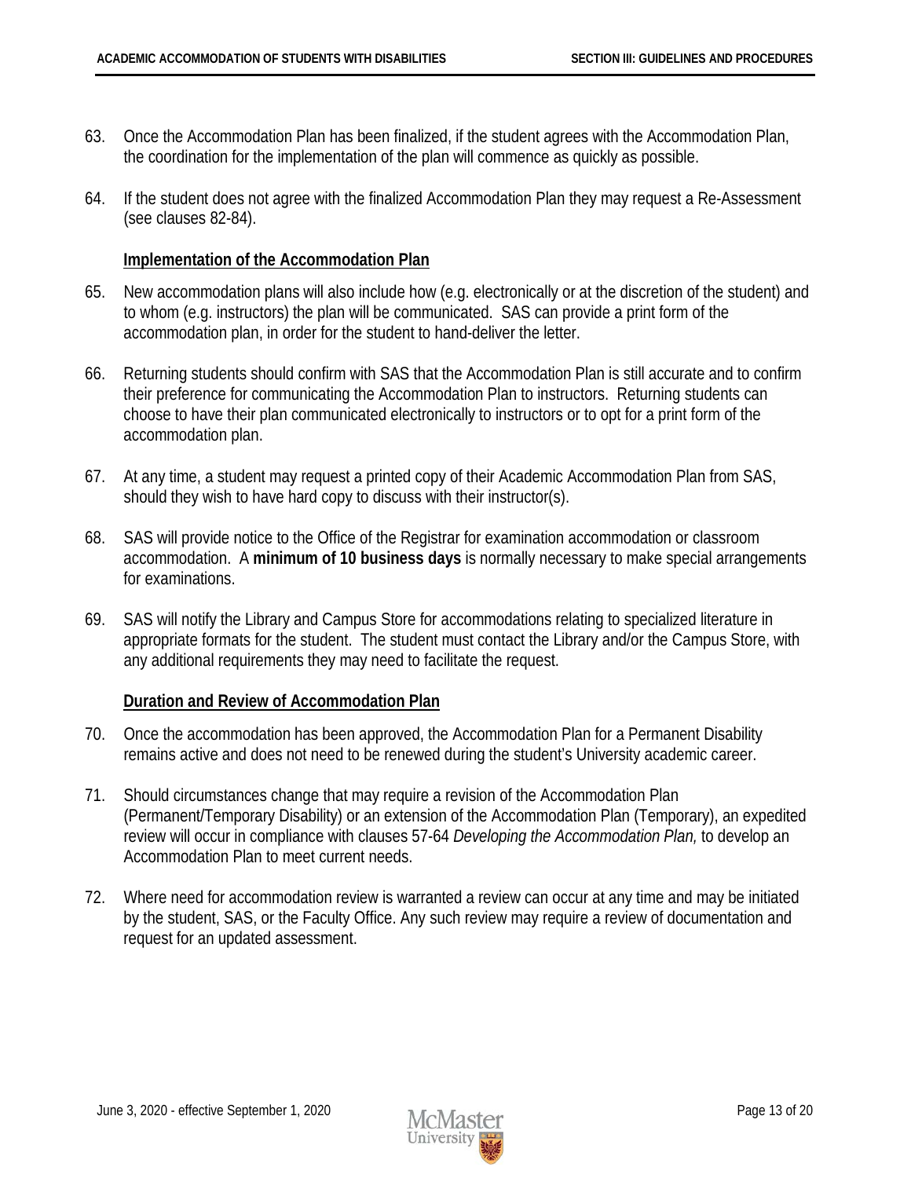63. Once the Accommodation Plan has been finalized, if the student agrees with the Accommodation Plan, the coordination for the implementation of the plan will commence as quickly as possible.

64. If the student does not agree with the finalized Accommodation Plan they may request a Re-Assessment (see clauses 82-84).

### Implementation of the Accommodation Plan

65. New accommodation plans will also include how (e.g. electronically or at the discretion of the student) and to whom (e.g. instructors) the plan will be communicated. SAS can provide a print form of the accommodation plan, in order for the student to hand-deliver the letter.

66. Returning students should confirm with SAS that the Accommodation Plan is still accurate and to confirm their preference for communicating the Accommodation Plan to instructors. Returning students can choose to have their plan communicated electronically to instructors or to opt for a print form of the accommodation plan.

67. At any time, a student may request a printed copy of their Academic Accommodation Plan from SAS, should they wish to have hard copy to discuss with their instructor(s).

68. SAS will provide notice to the Office of the Registrar for examination accommodation or classroom accommodation. A **minimum of 10 business days** is normally necessary to make special arrangements for examinations.

69. SAS will notify the Library and Campus Store for accommodations relating to specialized literature in appropriate formats for the student. The student must contact the Library and/or the Campus Store, with any additional requirements they may need to facilitate the request.

### Duration and Review of Accommodation Plan

70. Once the accommodation has been approved, the Accommodation Plan for a Permanent Disability remains active and does not need to be renewed during the student's University academic career.

71. Should circumstances change that may require a revision of the Accommodation Plan (Permanent/Temporary Disability) or an extension of the Accommodation Plan (Temporary), an expedited review will occur in compliance with clauses 57-64 *Developing the Accommodation Plan,* to develop an Accommodation Plan to meet current needs.

72. Where need for accommodation review is warranted a review can occur at any time and may be initiated by the student, SAS, or the Faculty Office. Any such review may require a review of documentation and request for an updated assessment.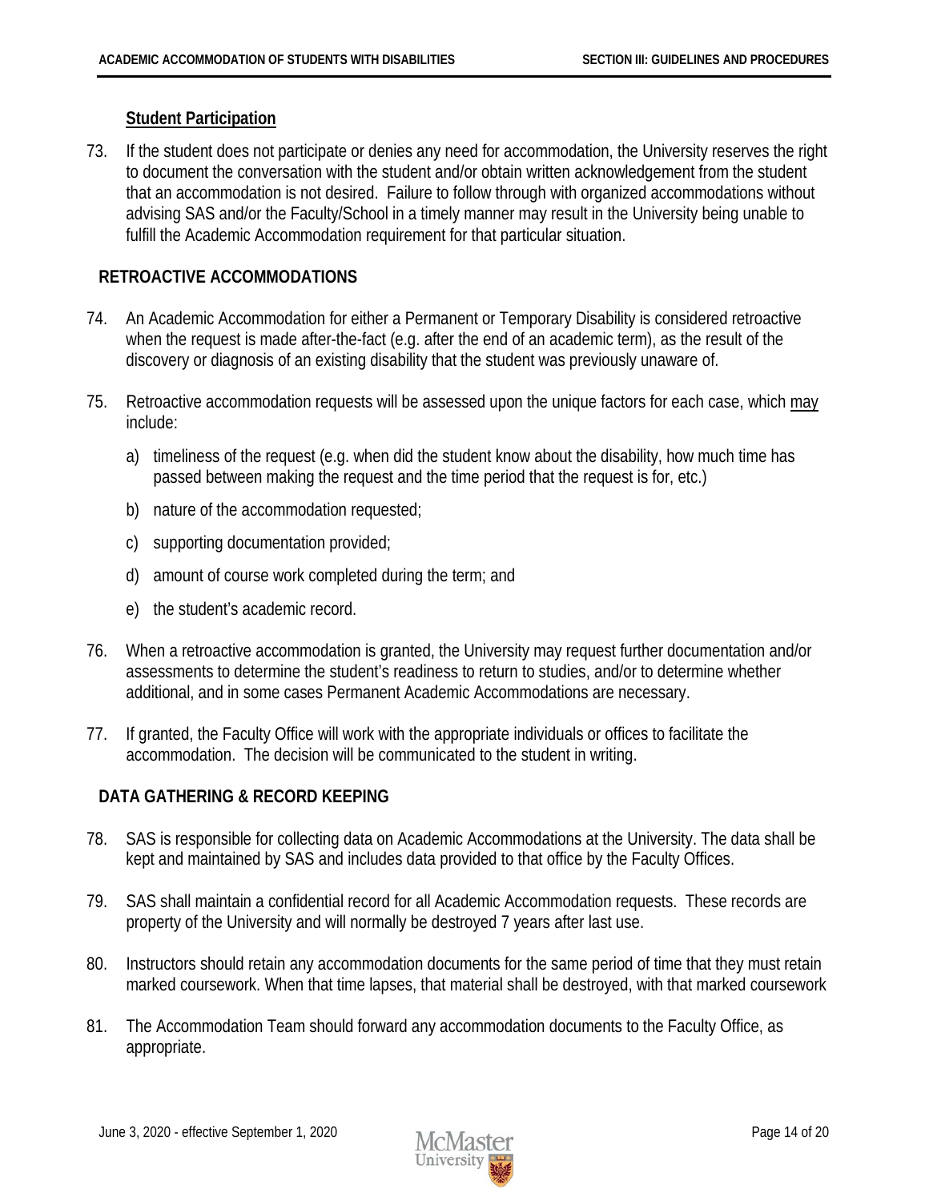### Student Participation

73. If the student does not participate or denies any need for accommodation, the University reserves the right to document the conversation with the student and/or obtain written acknowledgement from the student that an accommodation is not desired. Failure to follow through with organized accommodations without advising SAS and/or the Faculty/School in a timely manner may result in the University being unable to fulfill the Academic Accommodation requirement for that particular situation.

## RETROACTIVE ACCOMMODATIONS

74. An Academic Accommodation for either a Permanent or Temporary Disability is considered retroactive when the request is made after-the-fact (e.g. after the end of an academic term), as the result of the discovery or diagnosis of an existing disability that the student was previously unaware of.

75. Retroactive accommodation requests will be assessed upon the unique factors for each case, which may include:

    a) timeliness of the request (e.g. when did the student know about the disability, how much time has passed between making the request and the time period that the request is for, etc.)

    b) nature of the accommodation requested;

    c) supporting documentation provided;

    d) amount of course work completed during the term; and

    e) the student's academic record.

76. When a retroactive accommodation is granted, the University may request further documentation and/or assessments to determine the student's readiness to return to studies, and/or to determine whether additional, and in some cases Permanent Academic Accommodations are necessary.

77. If granted, the Faculty Office will work with the appropriate individuals or offices to facilitate the accommodation. The decision will be communicated to the student in writing.

## DATA GATHERING & RECORD KEEPING

78. SAS is responsible for collecting data on Academic Accommodations at the University. The data shall be kept and maintained by SAS and includes data provided to that office by the Faculty Offices.

79. SAS shall maintain a confidential record for all Academic Accommodation requests. These records are property of the University and will normally be destroyed 7 years after last use.

80. Instructors should retain any accommodation documents for the same period of time that they must retain marked coursework. When that time lapses, that material shall be destroyed, with that marked coursework

81. The Accommodation Team should forward any accommodation documents to the Faculty Office, as appropriate.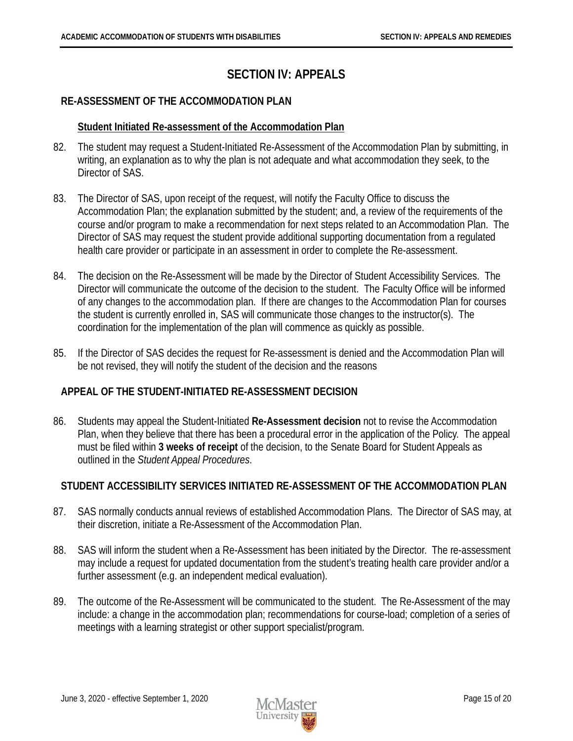# SECTION IV: APPEALS

## RE-ASSESSMENT OF THE ACCOMMODATION PLAN

### Student Initiated Re-assessment of the Accommodation Plan

82. The student may request a Student-Initiated Re-Assessment of the Accommodation Plan by submitting, in writing, an explanation as to why the plan is not adequate and what accommodation they seek, to the Director of SAS.

83. The Director of SAS, upon receipt of the request, will notify the Faculty Office to discuss the Accommodation Plan; the explanation submitted by the student; and, a review of the requirements of the course and/or program to make a recommendation for next steps related to an Accommodation Plan. The Director of SAS may request the student provide additional supporting documentation from a regulated health care provider or participate in an assessment in order to complete the Re-assessment.

84. The decision on the Re-Assessment will be made by the Director of Student Accessibility Services. The Director will communicate the outcome of the decision to the student. The Faculty Office will be informed of any changes to the accommodation plan. If there are changes to the Accommodation Plan for courses the student is currently enrolled in, SAS will communicate those changes to the instructor(s). The coordination for the implementation of the plan will commence as quickly as possible.

85. If the Director of SAS decides the request for Re-assessment is denied and the Accommodation Plan will be not revised, they will notify the student of the decision and the reasons

## APPEAL OF THE STUDENT-INITIATED RE-ASSESSMENT DECISION

86. Students may appeal the Student-Initiated **Re-Assessment decision** not to revise the Accommodation Plan, when they believe that there has been a procedural error in the application of the Policy. The appeal must be filed within **3 weeks of receipt** of the decision, to the Senate Board for Student Appeals as outlined in the *Student Appeal Procedures*.

## STUDENT ACCESSIBILITY SERVICES INITIATED RE-ASSESSMENT OF THE ACCOMMODATION PLAN

87. SAS normally conducts annual reviews of established Accommodation Plans. The Director of SAS may, at their discretion, initiate a Re-Assessment of the Accommodation Plan.

88. SAS will inform the student when a Re-Assessment has been initiated by the Director. The re-assessment may include a request for updated documentation from the student's treating health care provider and/or a further assessment (e.g. an independent medical evaluation).

89. The outcome of the Re-Assessment will be communicated to the student. The Re-Assessment of the may include: a change in the accommodation plan; recommendations for course-load; completion of a series of meetings with a learning strategist or other support specialist/program.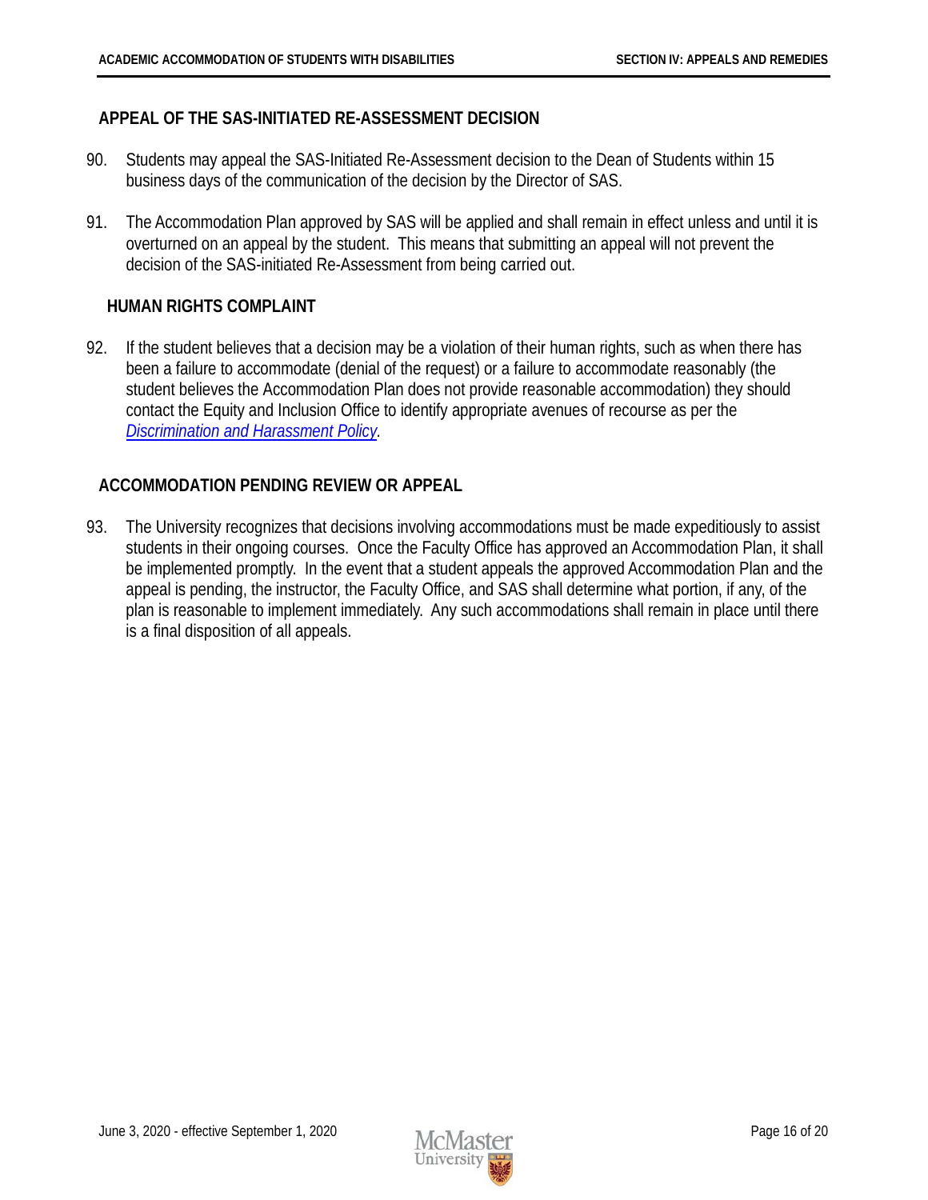## APPEAL OF THE SAS-INITIATED RE-ASSESSMENT DECISION

90. Students may appeal the SAS-Initiated Re-Assessment decision to the Dean of Students within 15 business days of the communication of the decision by the Director of SAS.

91. The Accommodation Plan approved by SAS will be applied and shall remain in effect unless and until it is overturned on an appeal by the student. This means that submitting an appeal will not prevent the decision of the SAS-initiated Re-Assessment from being carried out.

## HUMAN RIGHTS COMPLAINT

92. If the student believes that a decision may be a violation of their human rights, such as when there has been a failure to accommodate (denial of the request) or a failure to accommodate reasonably (the student believes the Accommodation Plan does not provide reasonable accommodation) they should contact the Equity and Inclusion Office to identify appropriate avenues of recourse as per the *Discrimination and Harassment Policy*.

## ACCOMMODATION PENDING REVIEW OR APPEAL

93. The University recognizes that decisions involving accommodations must be made expeditiously to assist students in their ongoing courses. Once the Faculty Office has approved an Accommodation Plan, it shall be implemented promptly. In the event that a student appeals the approved Accommodation Plan and the appeal is pending, the instructor, the Faculty Office, and SAS shall determine what portion, if any, of the plan is reasonable to implement immediately. Any such accommodations shall remain in place until there is a final disposition of all appeals.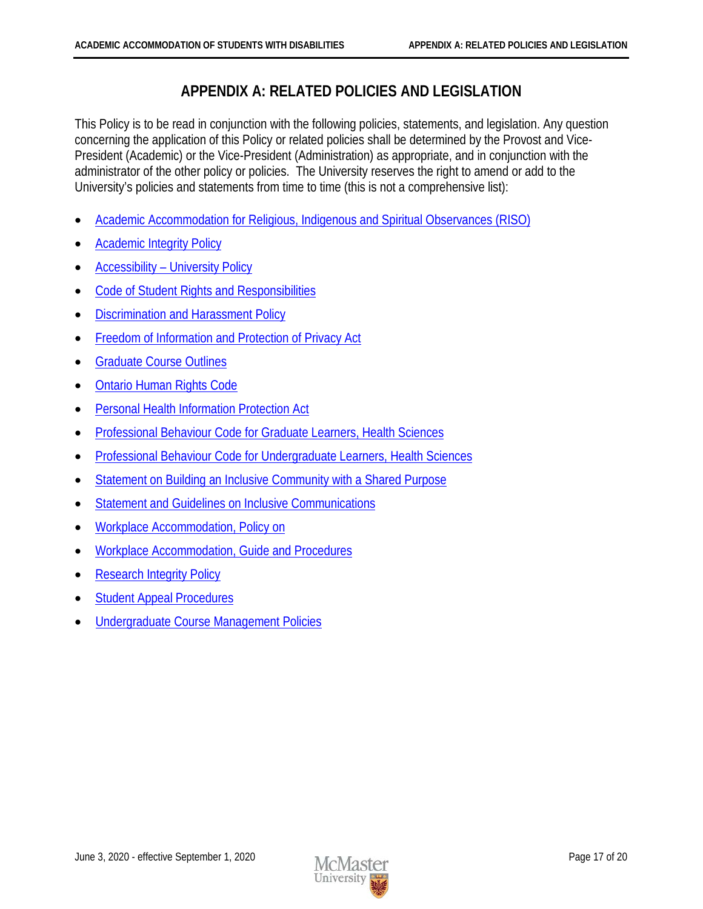# APPENDIX A: RELATED POLICIES AND LEGISLATION

This Policy is to be read in conjunction with the following policies, statements, and legislation. Any question concerning the application of this Policy or related policies shall be determined by the Provost and Vice-President (Academic) or the Vice-President (Administration) as appropriate, and in conjunction with the administrator of the other policy or policies. The University reserves the right to amend or add to the University's policies and statements from time to time (this is not a comprehensive list):

- Academic Accommodation for Religious, Indigenous and Spiritual Observances (RISO)
- Academic Integrity Policy
- Accessibility – University Policy
- Code of Student Rights and Responsibilities
- Discrimination and Harassment Policy
- Freedom of Information and Protection of Privacy Act
- Graduate Course Outlines
- Ontario Human Rights Code
- Personal Health Information Protection Act
- Professional Behaviour Code for Graduate Learners, Health Sciences
- Professional Behaviour Code for Undergraduate Learners, Health Sciences
- Statement on Building an Inclusive Community with a Shared Purpose
- Statement and Guidelines on Inclusive Communications
- Workplace Accommodation, Policy on
- Workplace Accommodation, Guide and Procedures
- Research Integrity Policy
- Student Appeal Procedures
- Undergraduate Course Management Policies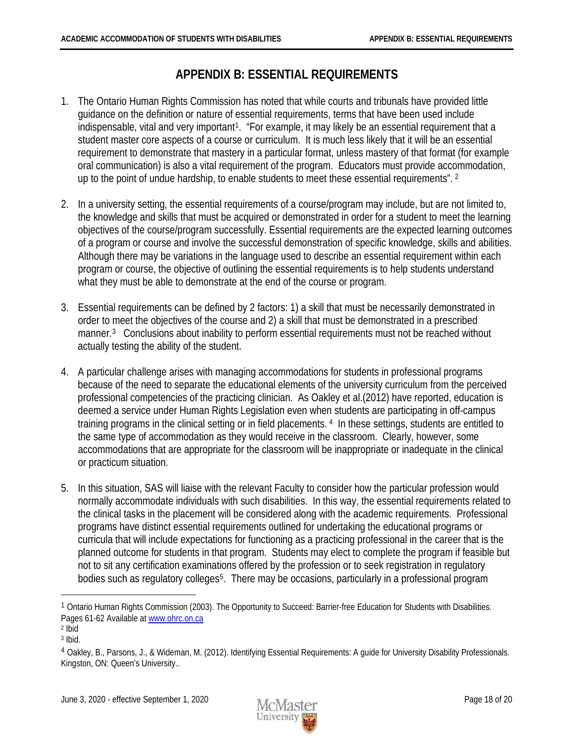# APPENDIX B: ESSENTIAL REQUIREMENTS

1. The Ontario Human Rights Commission has noted that while courts and tribunals have provided little guidance on the definition or nature of essential requirements, terms that have been used include indispensable, vital and very important[1]. "For example, it may likely be an essential requirement that a student master core aspects of a course or curriculum. It is much less likely that it will be an essential requirement to demonstrate that mastery in a particular format, unless mastery of that format (for example oral communication) is also a vital requirement of the program. Educators must provide accommodation, up to the point of undue hardship, to enable students to meet these essential requirements". [2]

2. In a university setting, the essential requirements of a course/program may include, but are not limited to, the knowledge and skills that must be acquired or demonstrated in order for a student to meet the learning objectives of the course/program successfully. Essential requirements are the expected learning outcomes of a program or course and involve the successful demonstration of specific knowledge, skills and abilities. Although there may be variations in the language used to describe an essential requirement within each program or course, the objective of outlining the essential requirements is to help students understand what they must be able to demonstrate at the end of the course or program.

3. Essential requirements can be defined by 2 factors: 1) a skill that must be necessarily demonstrated in order to meet the objectives of the course and 2) a skill that must be demonstrated in a prescribed manner.[3] Conclusions about inability to perform essential requirements must not be reached without actually testing the ability of the student.

4. A particular challenge arises with managing accommodations for students in professional programs because of the need to separate the educational elements of the university curriculum from the perceived professional competencies of the practicing clinician. As Oakley et al.(2012) have reported, education is deemed a service under Human Rights Legislation even when students are participating in off-campus training programs in the clinical setting or in field placements. [4] In these settings, students are entitled to the same type of accommodation as they would receive in the classroom. Clearly, however, some accommodations that are appropriate for the classroom will be inappropriate or inadequate in the clinical or practicum situation.

5. In this situation, SAS will liaise with the relevant Faculty to consider how the particular profession would normally accommodate individuals with such disabilities. In this way, the essential requirements related to the clinical tasks in the placement will be considered along with the academic requirements. Professional programs have distinct essential requirements outlined for undertaking the educational programs or curricula that will include expectations for functioning as a practicing professional in the career that is the planned outcome for students in that program. Students may elect to complete the program if feasible but not to sit any certification examinations offered by the profession or to seek registration in regulatory bodies such as regulatory colleges[5]. There may be occasions, particularly in a professional program

---

[1] Ontario Human Rights Commission (2003). The Opportunity to Succeed: Barrier-free Education for Students with Disabilities. Pages 61-62 Available at www.ohrc.on.ca

[2] Ibid

[3] Ibid.

[4] Oakley, B., Parsons, J., & Wideman, M. (2012). Identifying Essential Requirements: A guide for University Disability Professionals. Kingston, ON: Queen's University..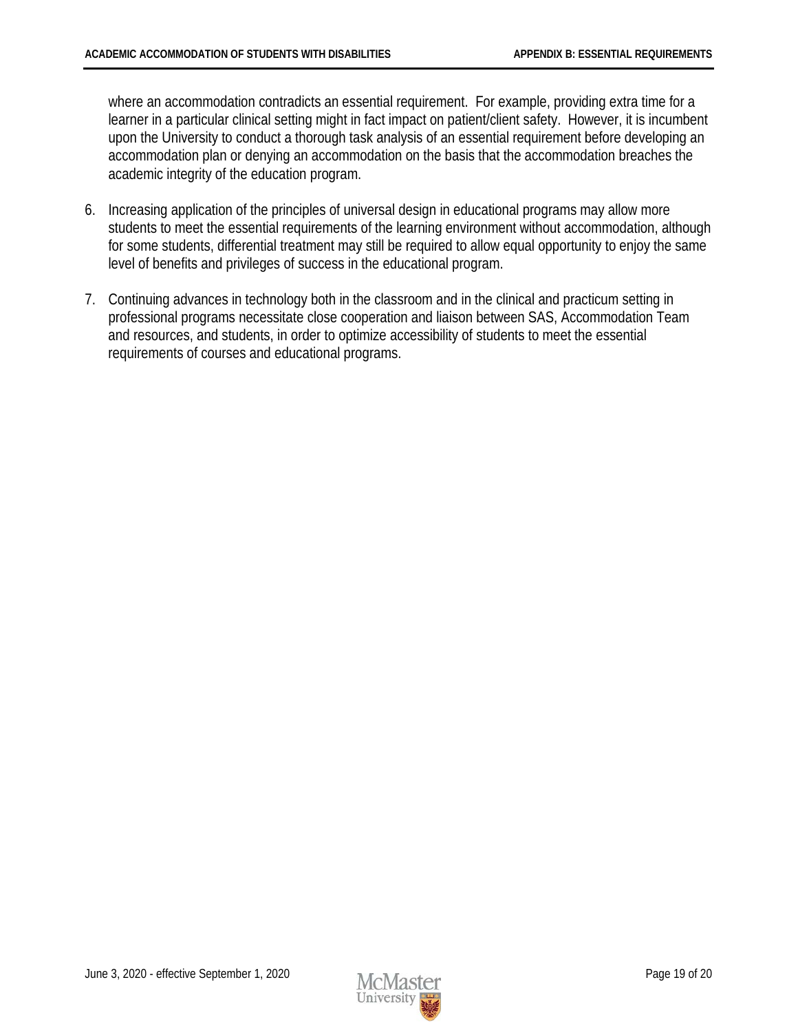where an accommodation contradicts an essential requirement. For example, providing extra time for a learner in a particular clinical setting might in fact impact on patient/client safety. However, it is incumbent upon the University to conduct a thorough task analysis of an essential requirement before developing an accommodation plan or denying an accommodation on the basis that the accommodation breaches the academic integrity of the education program.

6. Increasing application of the principles of universal design in educational programs may allow more students to meet the essential requirements of the learning environment without accommodation, although for some students, differential treatment may still be required to allow equal opportunity to enjoy the same level of benefits and privileges of success in the educational program.

7. Continuing advances in technology both in the classroom and in the clinical and practicum setting in professional programs necessitate close cooperation and liaison between SAS, Accommodation Team and resources, and students, in order to optimize accessibility of students to meet the essential requirements of courses and educational programs.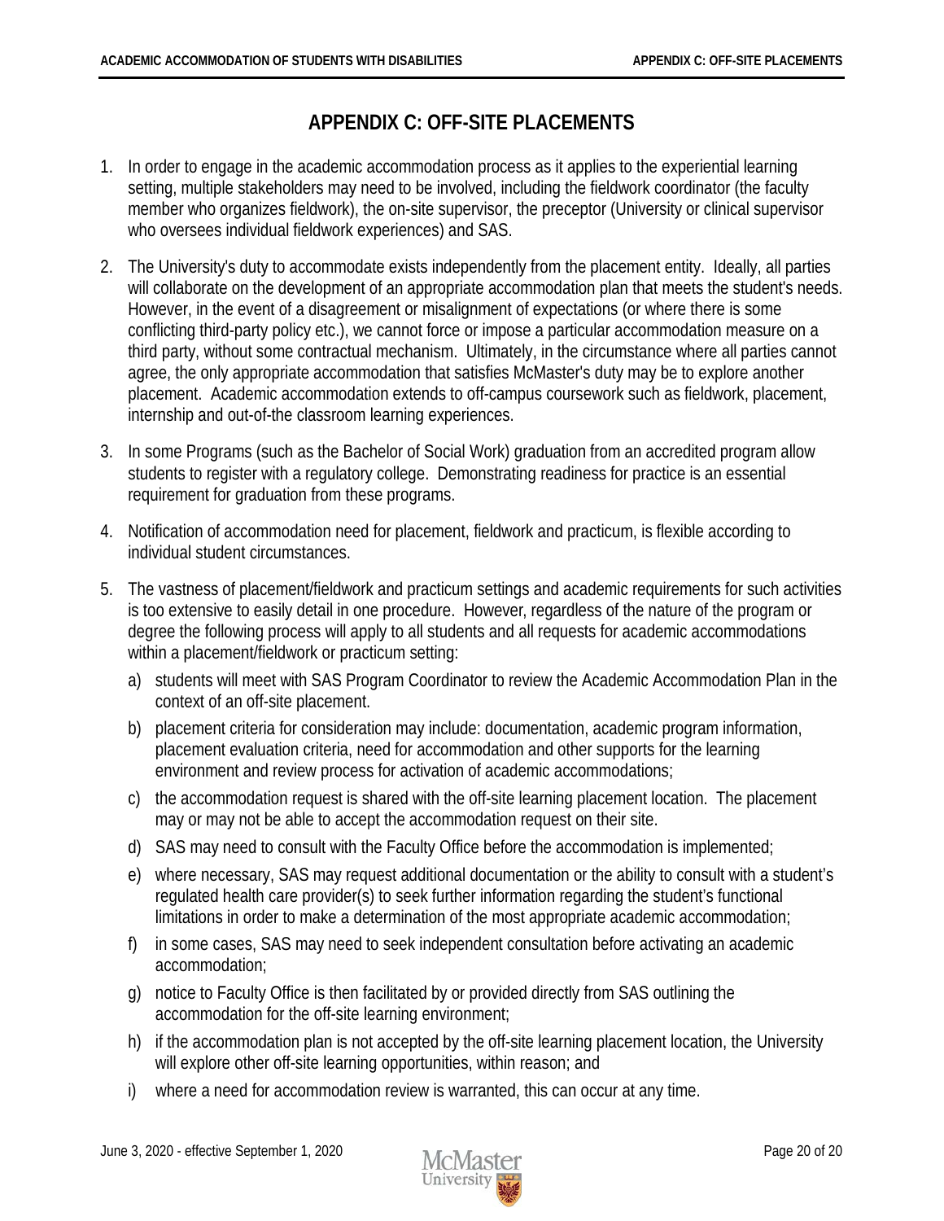# APPENDIX C: OFF-SITE PLACEMENTS

1. In order to engage in the academic accommodation process as it applies to the experiential learning setting, multiple stakeholders may need to be involved, including the fieldwork coordinator (the faculty member who organizes fieldwork), the on-site supervisor, the preceptor (University or clinical supervisor who oversees individual fieldwork experiences) and SAS.

2. The University's duty to accommodate exists independently from the placement entity. Ideally, all parties will collaborate on the development of an appropriate accommodation plan that meets the student's needs. However, in the event of a disagreement or misalignment of expectations (or where there is some conflicting third-party policy etc.), we cannot force or impose a particular accommodation measure on a third party, without some contractual mechanism. Ultimately, in the circumstance where all parties cannot agree, the only appropriate accommodation that satisfies McMaster's duty may be to explore another placement. Academic accommodation extends to off-campus coursework such as fieldwork, placement, internship and out-of-the classroom learning experiences.

3. In some Programs (such as the Bachelor of Social Work) graduation from an accredited program allow students to register with a regulatory college. Demonstrating readiness for practice is an essential requirement for graduation from these programs.

4. Notification of accommodation need for placement, fieldwork and practicum, is flexible according to individual student circumstances.

5. The vastness of placement/fieldwork and practicum settings and academic requirements for such activities is too extensive to easily detail in one procedure. However, regardless of the nature of the program or degree the following process will apply to all students and all requests for academic accommodations within a placement/fieldwork or practicum setting:

   a) students will meet with SAS Program Coordinator to review the Academic Accommodation Plan in the context of an off-site placement.

   b) placement criteria for consideration may include: documentation, academic program information, placement evaluation criteria, need for accommodation and other supports for the learning environment and review process for activation of academic accommodations;

   c) the accommodation request is shared with the off-site learning placement location. The placement may or may not be able to accept the accommodation request on their site.

   d) SAS may need to consult with the Faculty Office before the accommodation is implemented;

   e) where necessary, SAS may request additional documentation or the ability to consult with a student's regulated health care provider(s) to seek further information regarding the student's functional limitations in order to make a determination of the most appropriate academic accommodation;

   f) in some cases, SAS may need to seek independent consultation before activating an academic accommodation;

   g) notice to Faculty Office is then facilitated by or provided directly from SAS outlining the accommodation for the off-site learning environment;

   h) if the accommodation plan is not accepted by the off-site learning placement location, the University will explore other off-site learning opportunities, within reason; and

   i) where a need for accommodation review is warranted, this can occur at any time.